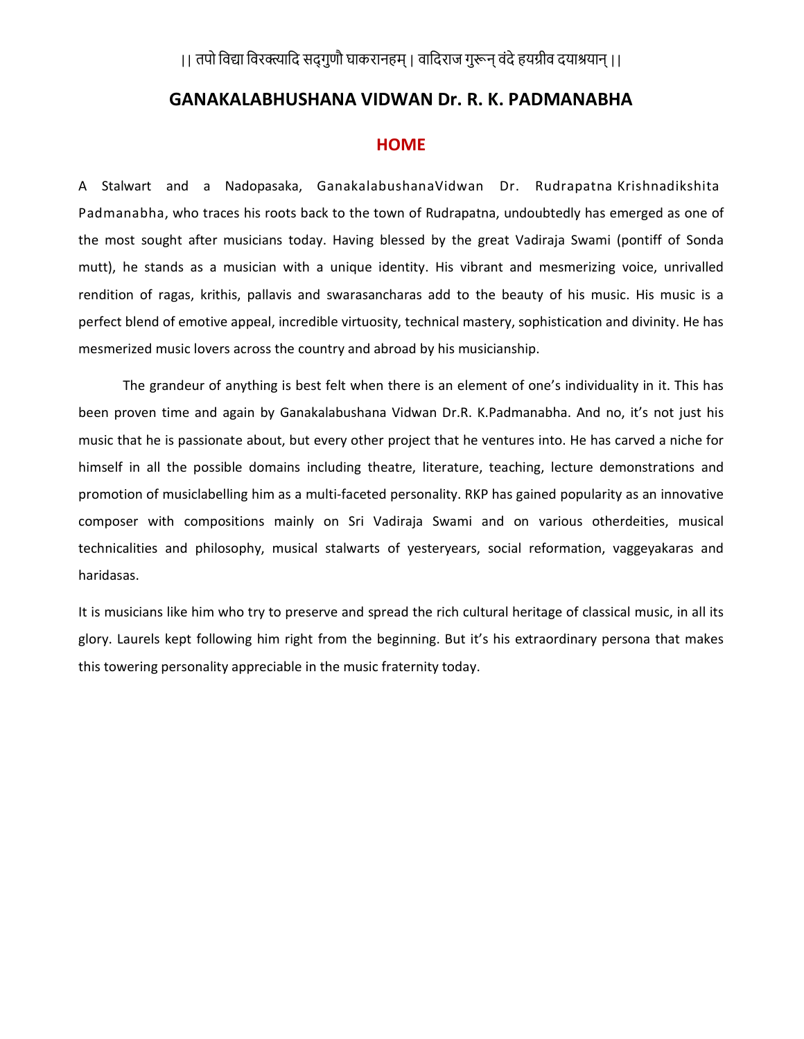|| तपो विद्या विरक्त्यादि सद्गुणौ घाकरानहम् | वादिराज गुरून् वंदे हयग्रीव दयाश्रयान् ||

# GANAKALABHUSHANA VIDWAN Dr. R. K. PADMANABHA

## HOME

A Stalwart and a Nadopasaka, GanakalabushanaVidwan Dr. Rudrapatna Krishnadikshita Padmanabha, who traces his roots back to the town of Rudrapatna, undoubtedly has emerged as one of the most sought after musicians today. Having blessed by the great Vadiraja Swami (pontiff of Sonda mutt), he stands as a musician with a unique identity. His vibrant and mesmerizing voice, unrivalled rendition of ragas, krithis, pallavis and swarasancharas add to the beauty of his music. His music is a perfect blend of emotive appeal, incredible virtuosity, technical mastery, sophistication and divinity. He has mesmerized music lovers across the country and abroad by his musicianship.

The grandeur of anything is best felt when there is an element of one's individuality in it. This has been proven time and again by Ganakalabushana Vidwan Dr.R. K.Padmanabha. And no, it's not just his music that he is passionate about, but every other project that he ventures into. He has carved a niche for himself in all the possible domains including theatre, literature, teaching, lecture demonstrations and promotion of musiclabelling him as a multi-faceted personality. RKP has gained popularity as an innovative composer with compositions mainly on Sri Vadiraja Swami and on various otherdeities, musical technicalities and philosophy, musical stalwarts of yesteryears, social reformation, vaggeyakaras and haridasas.

It is musicians like him who try to preserve and spread the rich cultural heritage of classical music, in all its glory. Laurels kept following him right from the beginning. But it's his extraordinary persona that makes this towering personality appreciable in the music fraternity today.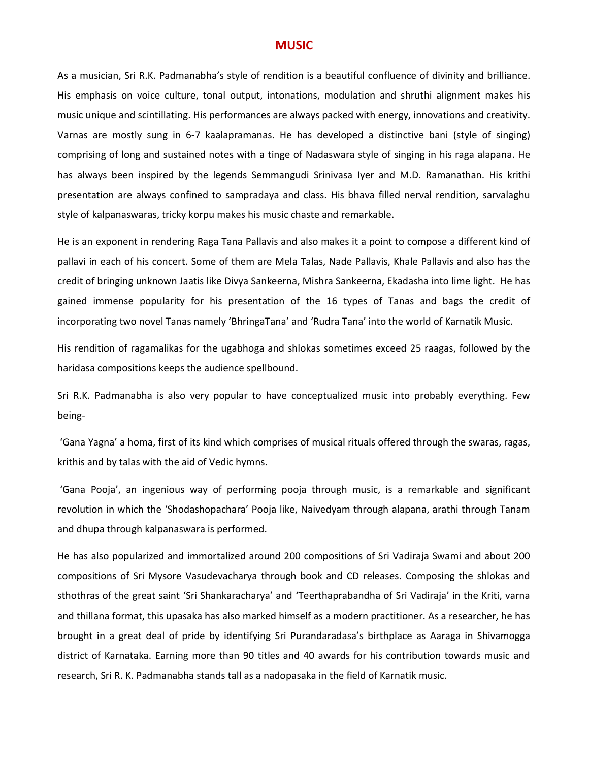# MUSIC

As a musician, Sri R.K. Padmanabha's style of rendition is a beautiful confluence of divinity and brilliance. His emphasis on voice culture, tonal output, intonations, modulation and shruthi alignment makes his music unique and scintillating. His performances are always packed with energy, innovations and creativity. Varnas are mostly sung in 6-7 kaalapramanas. He has developed a distinctive bani (style of singing) comprising of long and sustained notes with a tinge of Nadaswara style of singing in his raga alapana. He has always been inspired by the legends Semmangudi Srinivasa Iyer and M.D. Ramanathan. His krithi presentation are always confined to sampradaya and class. His bhava filled nerval rendition, sarvalaghu style of kalpanaswaras, tricky korpu makes his music chaste and remarkable.

He is an exponent in rendering Raga Tana Pallavis and also makes it a point to compose a different kind of pallavi in each of his concert. Some of them are Mela Talas, Nade Pallavis, Khale Pallavis and also has the credit of bringing unknown Jaatis like Divya Sankeerna, Mishra Sankeerna, Ekadasha into lime light. He has gained immense popularity for his presentation of the 16 types of Tanas and bags the credit of incorporating two novel Tanas namely 'BhringaTana' and 'Rudra Tana' into the world of Karnatik Music.

His rendition of ragamalikas for the ugabhoga and shlokas sometimes exceed 25 raagas, followed by the haridasa compositions keeps the audience spellbound.

Sri R.K. Padmanabha is also very popular to have conceptualized music into probably everything. Few being-

'Gana Yagna' a homa, first of its kind which comprises of musical rituals offered through the swaras, ragas, krithis and by talas with the aid of Vedic hymns.

'Gana Pooja', an ingenious way of performing pooja through music, is a remarkable and significant revolution in which the 'Shodashopachara' Pooja like, Naivedyam through alapana, arathi through Tanam and dhupa through kalpanaswara is performed.

He has also popularized and immortalized around 200 compositions of Sri Vadiraja Swami and about 200 compositions of Sri Mysore Vasudevacharya through book and CD releases. Composing the shlokas and sthothras of the great saint 'Sri Shankaracharya' and 'Teerthaprabandha of Sri Vadiraja' in the Kriti, varna and thillana format, this upasaka has also marked himself as a modern practitioner. As a researcher, he has brought in a great deal of pride by identifying Sri Purandaradasa's birthplace as Aaraga in Shivamogga district of Karnataka. Earning more than 90 titles and 40 awards for his contribution towards music and research, Sri R. K. Padmanabha stands tall as a nadopasaka in the field of Karnatik music.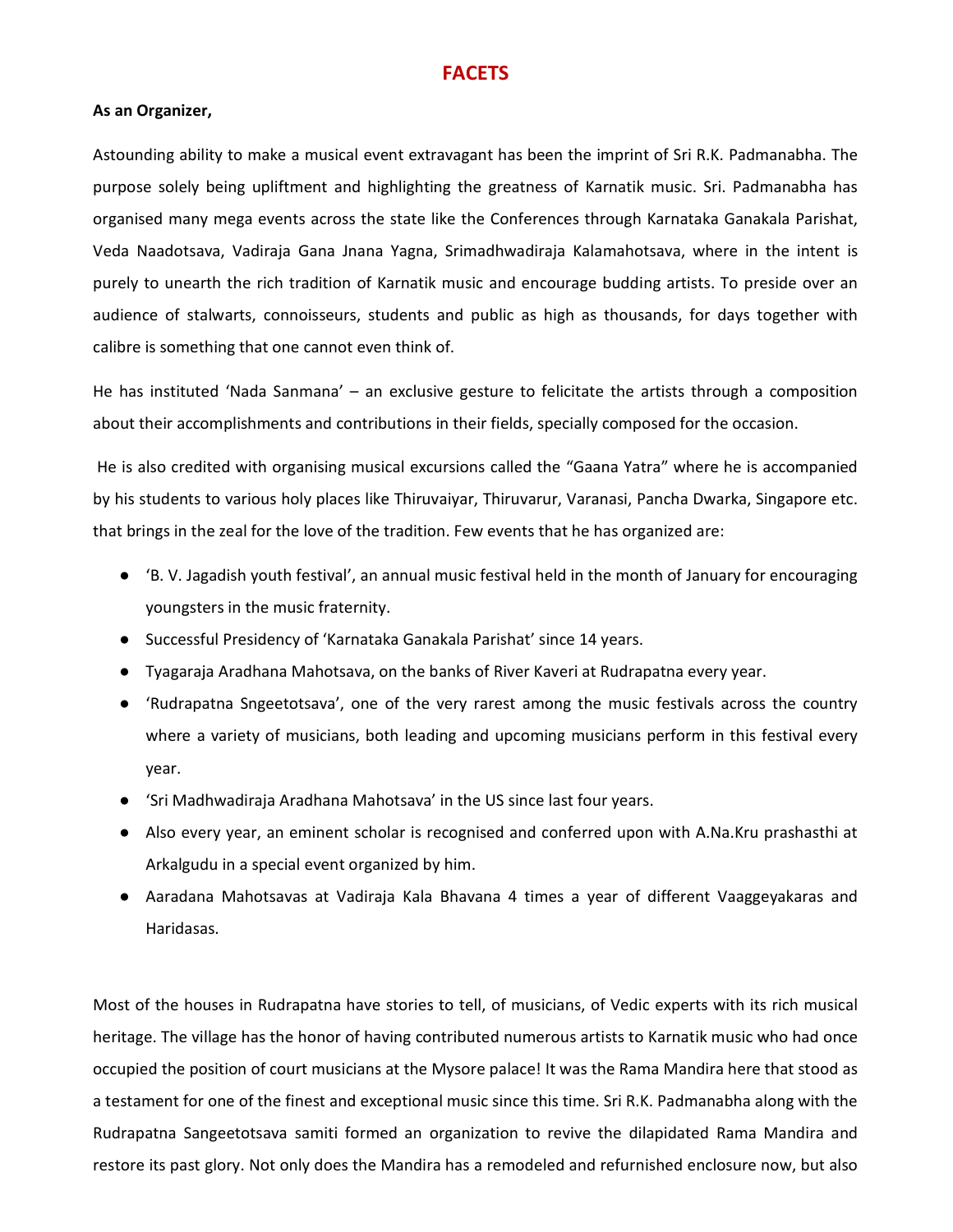# FACETS

**As an Organizer,**

Astounding ability to make a musical event extravagant has been the imprint of Sri R.K. Padmanabha. The purpose solely being upliftment and highlighting the greatness of Karnatik music. Sri. Padmanabha has organised many mega events across the state like the Conferences through Karnataka Ganakala Parishat, Veda Naadotsava, Vadiraja Gana Jnana Yagna, Srimadhwadiraja Kalamahotsava, where in the intent is purely to unearth the rich tradition of Karnatik music and encourage budding artists. To preside over an audience of stalwarts, connoisseurs, students and public as high as thousands, for days together with calibre is something that one cannot even think of.

He has instituted 'Nada Sanmana' – an exclusive gesture to felicitate the artists through a composition about their accomplishments and contributions in their fields, specially composed for the occasion.

He is also credited with organising musical excursions called the "Gaana Yatra" where he is accompanied by his students to various holy places like Thiruvaiyar, Thiruvarur, Varanasi, Pancha Dwarka, Singapore etc. that brings in the zeal for the love of the tradition. Few events that he has organized are:

- 'B. V. Jagadish youth festival', an annual music festival held in the month of January for encouraging youngsters in the music fraternity.
- Successful Presidency of 'Karnataka Ganakala Parishat' since 14 years.
- Tyagaraja Aradhana Mahotsava, on the banks of River Kaveri at Rudrapatna every year.
- 'Rudrapatna Sngeetotsava', one of the very rarest among the music festivals across the country where a variety of musicians, both leading and upcoming musicians perform in this festival every year.
- 'Sri Madhwadiraja Aradhana Mahotsava' in the US since last four years.
- Also every year, an eminent scholar is recognised and conferred upon with A.Na.Kru prashasthi at Arkalgudu in a special event organized by him.
- Aaradana Mahotsavas at Vadiraja Kala Bhavana 4 times a year of different Vaaggeyakaras and Haridasas.

Most of the houses in Rudrapatna have stories to tell, of musicians, of Vedic experts with its rich musical heritage. The village has the honor of having contributed numerous artists to Karnatik music who had once occupied the position of court musicians at the Mysore palace! It was the Rama Mandira here that stood as a testament for one of the finest and exceptional music since this time. Sri R.K. Padmanabha along with the Rudrapatna Sangeetotsava samiti formed an organization to revive the dilapidated Rama Mandira and restore its past glory. Not only does the Mandira has a remodeled and refurnished enclosure now, but also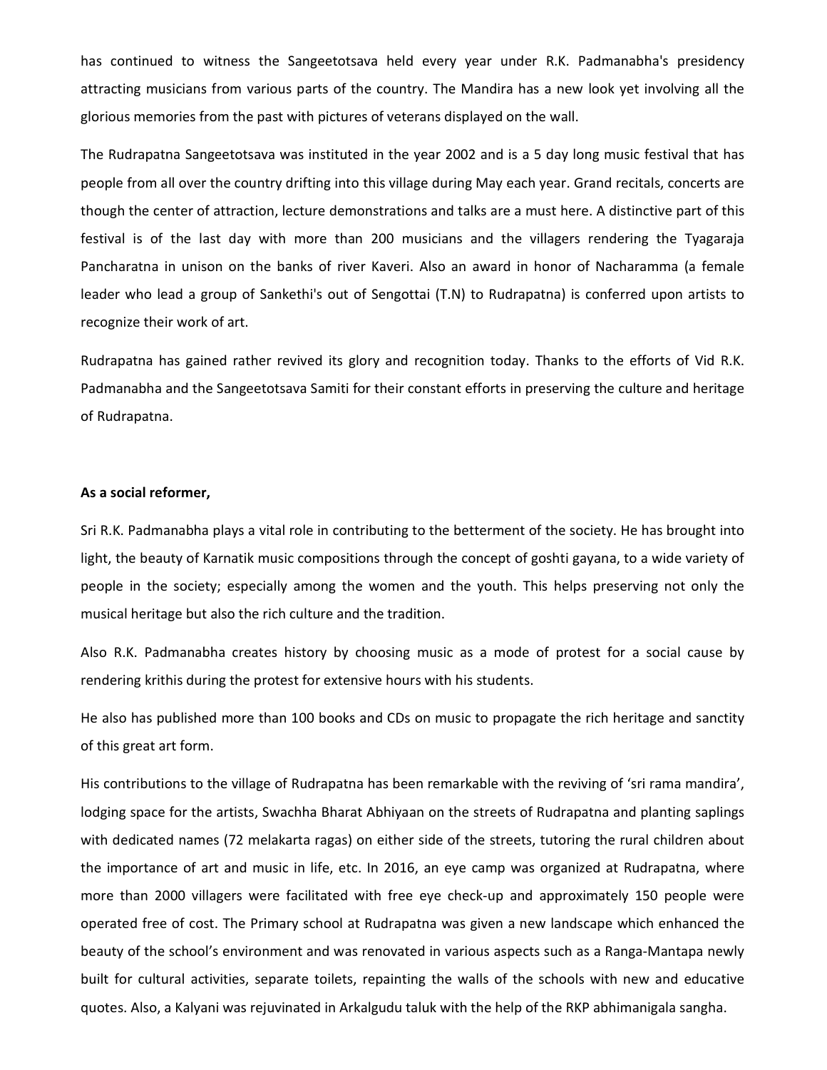has continued to witness the Sangeetotsava held every year under R.K. Padmanabha's presidency attracting musicians from various parts of the country. The Mandira has a new look yet involving all the glorious memories from the past with pictures of veterans displayed on the wall.

The Rudrapatna Sangeetotsava was instituted in the year 2002 and is a 5 day long music festival that has people from all over the country drifting into this village during May each year. Grand recitals, concerts are though the center of attraction, lecture demonstrations and talks are a must here. A distinctive part of this festival is of the last day with more than 200 musicians and the villagers rendering the Tyagaraja Pancharatna in unison on the banks of river Kaveri. Also an award in honor of Nacharamma (a female leader who lead a group of Sankethi's out of Sengottai (T.N) to Rudrapatna) is conferred upon artists to recognize their work of art.

Rudrapatna has gained rather revived its glory and recognition today. Thanks to the efforts of Vid R.K. Padmanabha and the Sangeetotsava Samiti for their constant efforts in preserving the culture and heritage of Rudrapatna.

**As a social reformer,**

Sri R.K. Padmanabha plays a vital role in contributing to the betterment of the society. He has brought into light, the beauty of Karnatik music compositions through the concept of goshti gayana, to a wide variety of people in the society; especially among the women and the youth. This helps preserving not only the musical heritage but also the rich culture and the tradition.

Also R.K. Padmanabha creates history by choosing music as a mode of protest for a social cause by rendering krithis during the protest for extensive hours with his students.

He also has published more than 100 books and CDs on music to propagate the rich heritage and sanctity of this great art form.

His contributions to the village of Rudrapatna has been remarkable with the reviving of 'sri rama mandira', lodging space for the artists, Swachha Bharat Abhiyaan on the streets of Rudrapatna and planting saplings with dedicated names (72 melakarta ragas) on either side of the streets, tutoring the rural children about the importance of art and music in life, etc. In 2016, an eye camp was organized at Rudrapatna, where more than 2000 villagers were facilitated with free eye check-up and approximately 150 people were operated free of cost. The Primary school at Rudrapatna was given a new landscape which enhanced the beauty of the school's environment and was renovated in various aspects such as a Ranga-Mantapa newly built for cultural activities, separate toilets, repainting the walls of the schools with new and educative quotes. Also, a Kalyani was rejuvinated in Arkalgudu taluk with the help of the RKP abhimanigala sangha.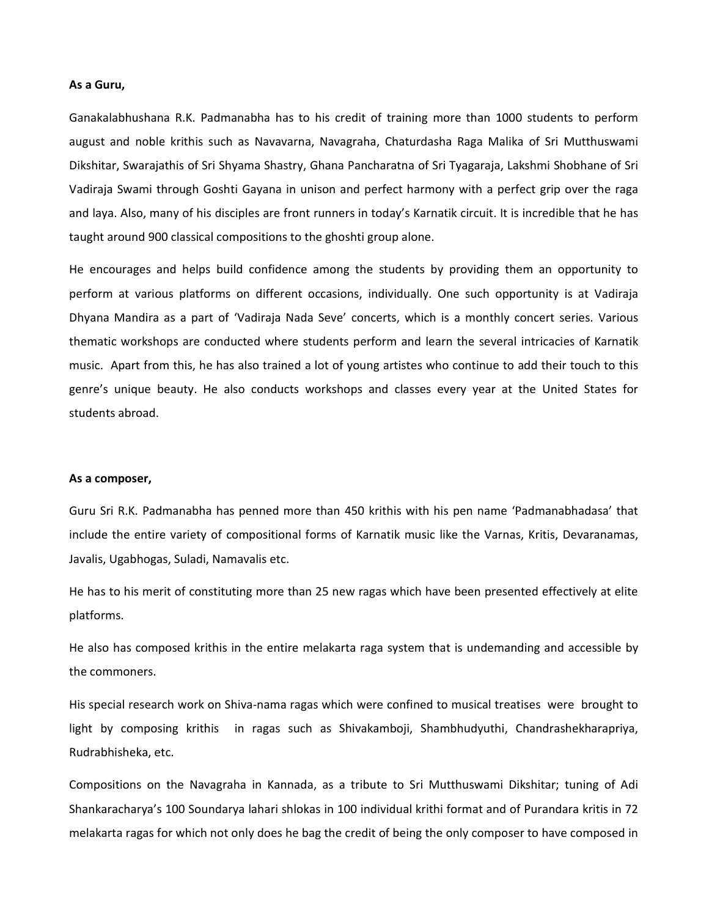**As a Guru,**

Ganakalabhushana R.K. Padmanabha has to his credit of training more than 1000 students to perform august and noble krithis such as Navavarna, Navagraha, Chaturdasha Raga Malika of Sri Mutthuswami Dikshitar, Swarajathis of Sri Shyama Shastry, Ghana Pancharatna of Sri Tyagaraja, Lakshmi Shobhane of Sri Vadiraja Swami through Goshti Gayana in unison and perfect harmony with a perfect grip over the raga and laya. Also, many of his disciples are front runners in today's Karnatik circuit. It is incredible that he has taught around 900 classical compositions to the ghoshti group alone.

He encourages and helps build confidence among the students by providing them an opportunity to perform at various platforms on different occasions, individually. One such opportunity is at Vadiraja Dhyana Mandira as a part of 'Vadiraja Nada Seve' concerts, which is a monthly concert series. Various thematic workshops are conducted where students perform and learn the several intricacies of Karnatik music. Apart from this, he has also trained a lot of young artistes who continue to add their touch to this genre's unique beauty. He also conducts workshops and classes every year at the United States for students abroad.

**As a composer,**

Guru Sri R.K. Padmanabha has penned more than 450 krithis with his pen name 'Padmanabhadasa' that include the entire variety of compositional forms of Karnatik music like the Varnas, Kritis, Devaranamas, Javalis, Ugabhogas, Suladi, Namavalis etc.

He has to his merit of constituting more than 25 new ragas which have been presented effectively at elite platforms.

He also has composed krithis in the entire melakarta raga system that is undemanding and accessible by the commoners.

His special research work on Shiva-nama ragas which were confined to musical treatises were brought to light by composing krithis in ragas such as Shivakamboji, Shambhudyuthi, Chandrashekharapriya, Rudrabhisheka, etc.

Compositions on the Navagraha in Kannada, as a tribute to Sri Mutthuswami Dikshitar; tuning of Adi Shankaracharya's 100 Soundarya lahari shlokas in 100 individual krithi format and of Purandara kritis in 72 melakarta ragas for which not only does he bag the credit of being the only composer to have composed in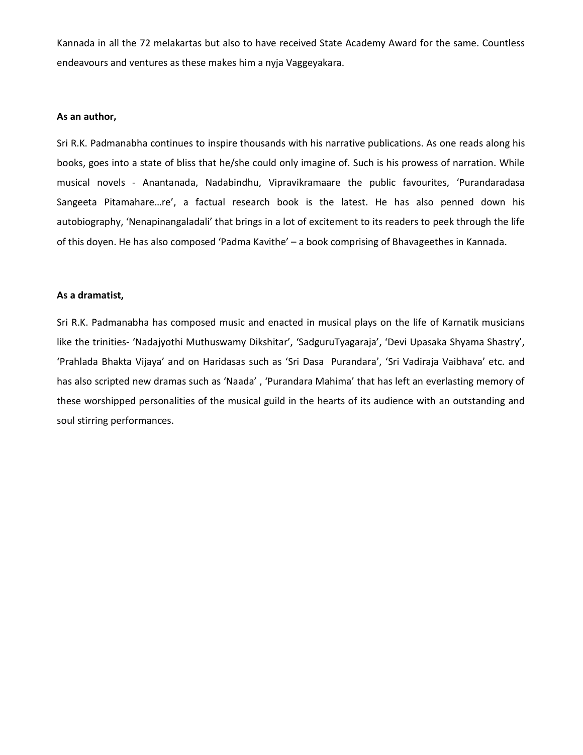Kannada in all the 72 melakartas but also to have received State Academy Award for the same. Countless endeavours and ventures as these makes him a nyja Vaggeyakara.

**As an author,**

Sri R.K. Padmanabha continues to inspire thousands with his narrative publications. As one reads along his books, goes into a state of bliss that he/she could only imagine of. Such is his prowess of narration. While musical novels - Anantanada, Nadabindhu, Vipravikramaare the public favourites, 'Purandaradasa Sangeeta Pitamahare…re', a factual research book is the latest. He has also penned down his autobiography, 'Nenapinangaladali' that brings in a lot of excitement to its readers to peek through the life of this doyen. He has also composed 'Padma Kavithe' – a book comprising of Bhavageethes in Kannada.

**As a dramatist,**

Sri R.K. Padmanabha has composed music and enacted in musical plays on the life of Karnatik musicians like the trinities- 'Nadajyothi Muthuswamy Dikshitar', 'SadguruTyagaraja', 'Devi Upasaka Shyama Shastry', 'Prahlada Bhakta Vijaya' and on Haridasas such as 'Sri Dasa Purandara', 'Sri Vadiraja Vaibhava' etc. and has also scripted new dramas such as 'Naada' , 'Purandara Mahima' that has left an everlasting memory of these worshipped personalities of the musical guild in the hearts of its audience with an outstanding and soul stirring performances.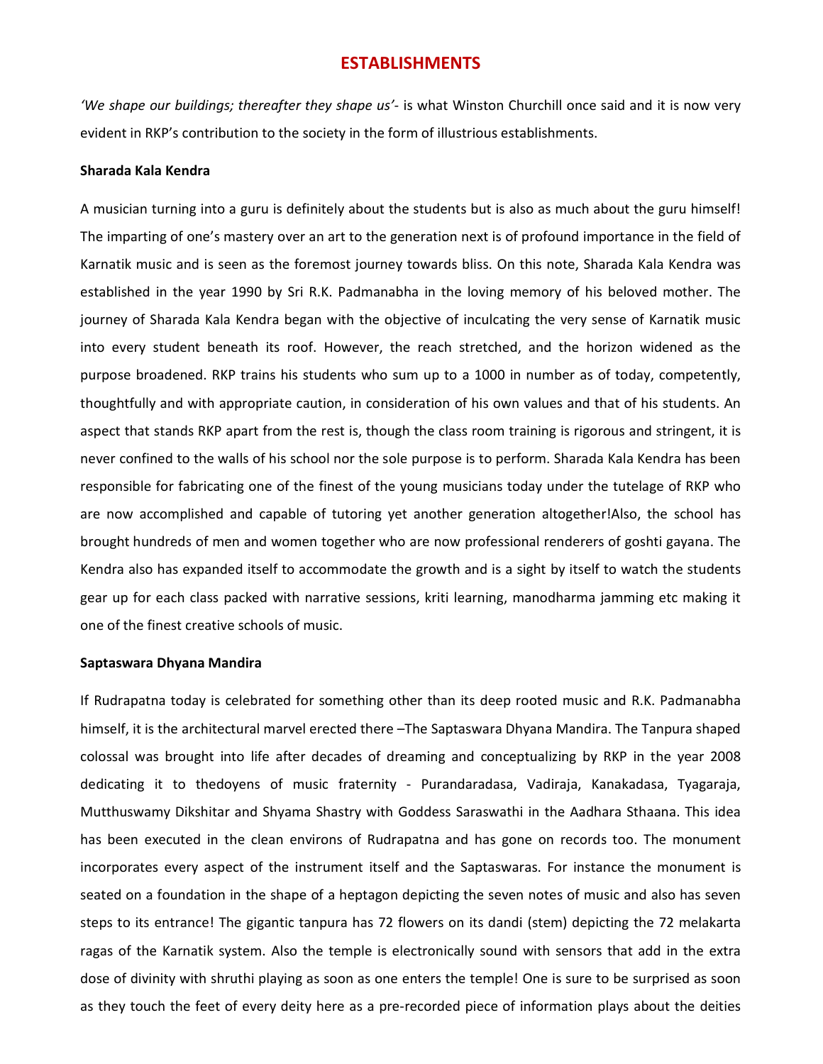# ESTABLISHMENTS

*'We shape our buildings; thereafter they shape us'*- is what Winston Churchill once said and it is now very evident in RKP's contribution to the society in the form of illustrious establishments.

**Sharada Kala Kendra**

A musician turning into a guru is definitely about the students but is also as much about the guru himself! The imparting of one's mastery over an art to the generation next is of profound importance in the field of Karnatik music and is seen as the foremost journey towards bliss. On this note, Sharada Kala Kendra was established in the year 1990 by Sri R.K. Padmanabha in the loving memory of his beloved mother. The journey of Sharada Kala Kendra began with the objective of inculcating the very sense of Karnatik music into every student beneath its roof. However, the reach stretched, and the horizon widened as the purpose broadened. RKP trains his students who sum up to a 1000 in number as of today, competently, thoughtfully and with appropriate caution, in consideration of his own values and that of his students. An aspect that stands RKP apart from the rest is, though the class room training is rigorous and stringent, it is never confined to the walls of his school nor the sole purpose is to perform. Sharada Kala Kendra has been responsible for fabricating one of the finest of the young musicians today under the tutelage of RKP who are now accomplished and capable of tutoring yet another generation altogether!Also, the school has brought hundreds of men and women together who are now professional renderers of goshti gayana. The Kendra also has expanded itself to accommodate the growth and is a sight by itself to watch the students gear up for each class packed with narrative sessions, kriti learning, manodharma jamming etc making it one of the finest creative schools of music.

**Saptaswara Dhyana Mandira**

If Rudrapatna today is celebrated for something other than its deep rooted music and R.K. Padmanabha himself, it is the architectural marvel erected there –The Saptaswara Dhyana Mandira. The Tanpura shaped colossal was brought into life after decades of dreaming and conceptualizing by RKP in the year 2008 dedicating it to thedoyens of music fraternity - Purandaradasa, Vadiraja, Kanakadasa, Tyagaraja, Mutthuswamy Dikshitar and Shyama Shastry with Goddess Saraswathi in the Aadhara Sthaana. This idea has been executed in the clean environs of Rudrapatna and has gone on records too. The monument incorporates every aspect of the instrument itself and the Saptaswaras. For instance the monument is seated on a foundation in the shape of a heptagon depicting the seven notes of music and also has seven steps to its entrance! The gigantic tanpura has 72 flowers on its dandi (stem) depicting the 72 melakarta ragas of the Karnatik system. Also the temple is electronically sound with sensors that add in the extra dose of divinity with shruthi playing as soon as one enters the temple! One is sure to be surprised as soon as they touch the feet of every deity here as a pre-recorded piece of information plays about the deities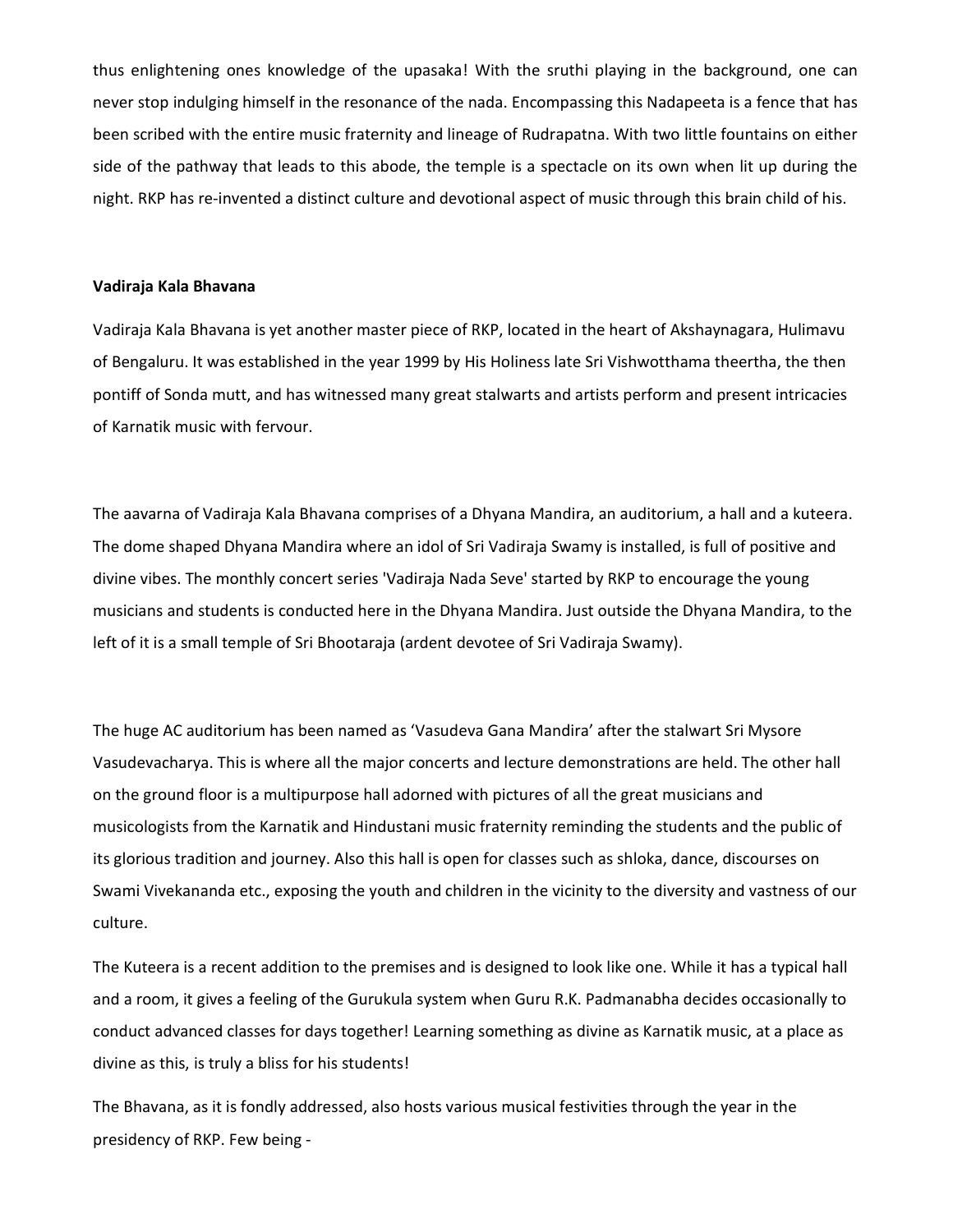thus enlightening ones knowledge of the upasaka! With the sruthi playing in the background, one can never stop indulging himself in the resonance of the nada. Encompassing this Nadapeeta is a fence that has been scribed with the entire music fraternity and lineage of Rudrapatna. With two little fountains on either side of the pathway that leads to this abode, the temple is a spectacle on its own when lit up during the night. RKP has re-invented a distinct culture and devotional aspect of music through this brain child of his.

**Vadiraja Kala Bhavana**

Vadiraja Kala Bhavana is yet another master piece of RKP, located in the heart of Akshaynagara, Hulimavu of Bengaluru. It was established in the year 1999 by His Holiness late Sri Vishwotthama theertha, the then pontiff of Sonda mutt, and has witnessed many great stalwarts and artists perform and present intricacies of Karnatik music with fervour.

The aavarna of Vadiraja Kala Bhavana comprises of a Dhyana Mandira, an auditorium, a hall and a kuteera. The dome shaped Dhyana Mandira where an idol of Sri Vadiraja Swamy is installed, is full of positive and divine vibes. The monthly concert series 'Vadiraja Nada Seve' started by RKP to encourage the young musicians and students is conducted here in the Dhyana Mandira. Just outside the Dhyana Mandira, to the left of it is a small temple of Sri Bhootaraja (ardent devotee of Sri Vadiraja Swamy).

The huge AC auditorium has been named as 'Vasudeva Gana Mandira' after the stalwart Sri Mysore Vasudevacharya. This is where all the major concerts and lecture demonstrations are held. The other hall on the ground floor is a multipurpose hall adorned with pictures of all the great musicians and musicologists from the Karnatik and Hindustani music fraternity reminding the students and the public of its glorious tradition and journey. Also this hall is open for classes such as shloka, dance, discourses on Swami Vivekananda etc., exposing the youth and children in the vicinity to the diversity and vastness of our culture.

The Kuteera is a recent addition to the premises and is designed to look like one. While it has a typical hall and a room, it gives a feeling of the Gurukula system when Guru R.K. Padmanabha decides occasionally to conduct advanced classes for days together! Learning something as divine as Karnatik music, at a place as divine as this, is truly a bliss for his students!

The Bhavana, as it is fondly addressed, also hosts various musical festivities through the year in the presidency of RKP. Few being -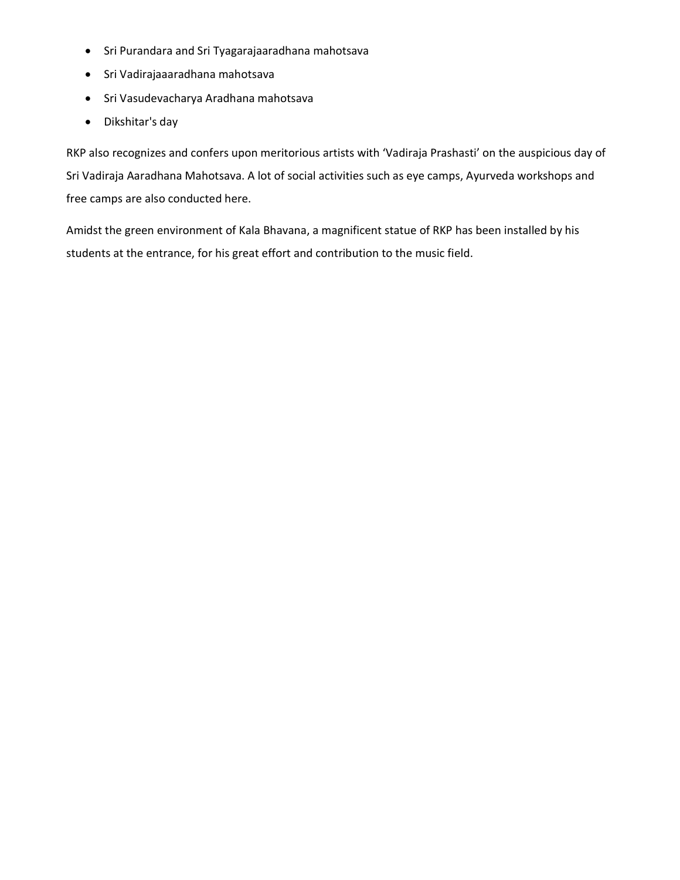- Sri Purandara and Sri Tyagarajaaradhana mahotsava
- Sri Vadirajaaaradhana mahotsava
- Sri Vasudevacharya Aradhana mahotsava
- Dikshitar's day

RKP also recognizes and confers upon meritorious artists with 'Vadiraja Prashasti' on the auspicious day of Sri Vadiraja Aaradhana Mahotsava. A lot of social activities such as eye camps, Ayurveda workshops and free camps are also conducted here.

Amidst the green environment of Kala Bhavana, a magnificent statue of RKP has been installed by his students at the entrance, for his great effort and contribution to the music field.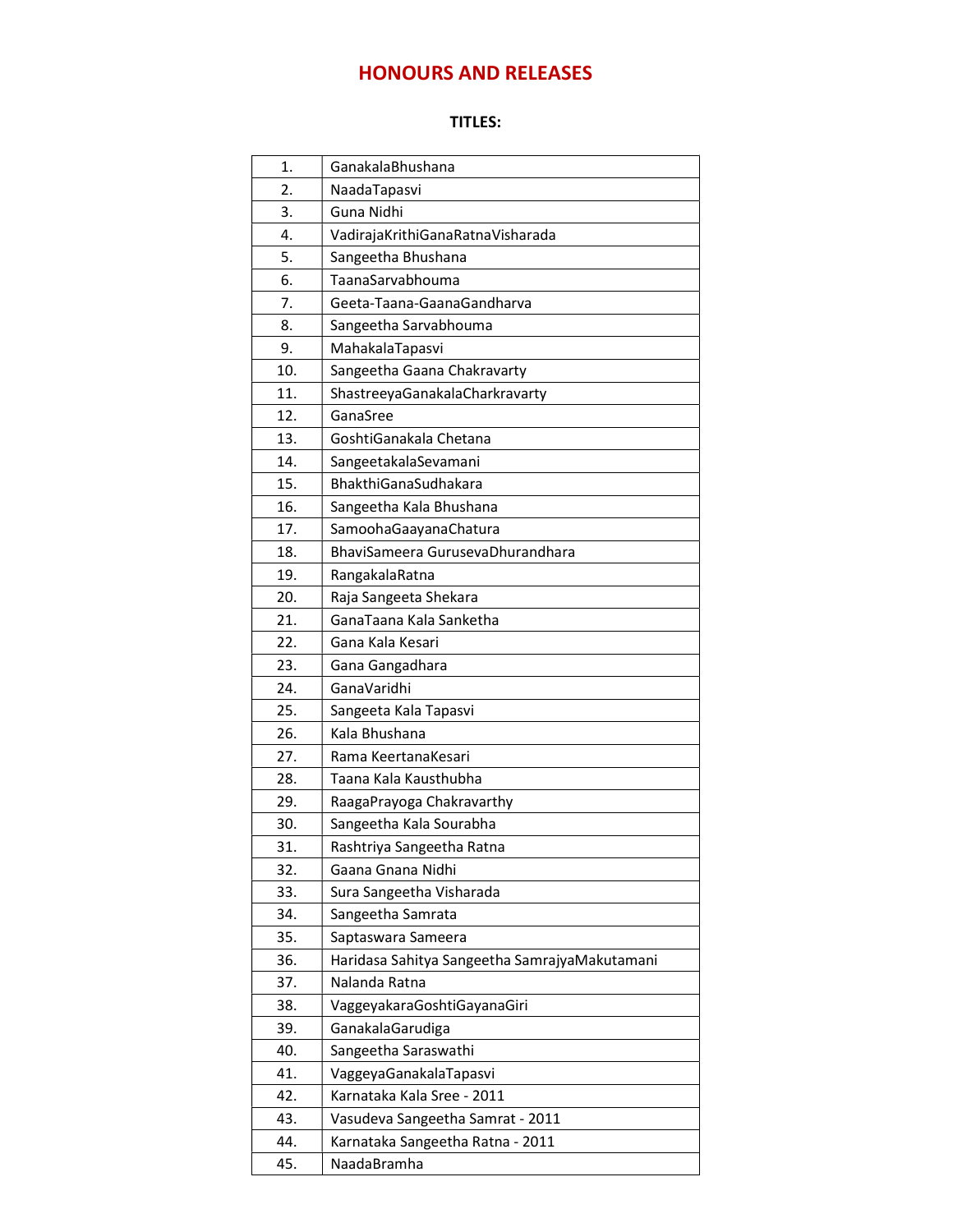# HONOURS AND RELEASES

**TITLES:**

| | |
|---|---|
| 1. | GanakalaBhushana |
| 2. | NaadaTapasvi |
| 3. | Guna Nidhi |
| 4. | VadirajaKrithiGanaRatnaVisharada |
| 5. | Sangeetha Bhushana |
| 6. | TaanaSarvabhouma |
| 7. | Geeta-Taana-GaanaGandharva |
| 8. | Sangeetha Sarvabhouma |
| 9. | MahakalaTapasvi |
| 10. | Sangeetha Gaana Chakravarty |
| 11. | ShastreeyaGanakalaCharkravarty |
| 12. | GanaSree |
| 13. | GoshtiGanakala Chetana |
| 14. | SangeetakalaSevamani |
| 15. | BhakthiGanaSudhakara |
| 16. | Sangeetha Kala Bhushana |
| 17. | SamoohaGaayanaChatura |
| 18. | BhaviSameera GurusevaDhurandhara |
| 19. | RangakalaRatna |
| 20. | Raja Sangeeta Shekara |
| 21. | GanaTaana Kala Sanketha |
| 22. | Gana Kala Kesari |
| 23. | Gana Gangadhara |
| 24. | GanaVaridhi |
| 25. | Sangeeta Kala Tapasvi |
| 26. | Kala Bhushana |
| 27. | Rama KeertanaKesari |
| 28. | Taana Kala Kausthubha |
| 29. | RaagaPrayoga Chakravarthy |
| 30. | Sangeetha Kala Sourabha |
| 31. | Rashtriya Sangeetha Ratna |
| 32. | Gaana Gnana Nidhi |
| 33. | Sura Sangeetha Visharada |
| 34. | Sangeetha Samrata |
| 35. | Saptaswara Sameera |
| 36. | Haridasa Sahitya Sangeetha SamrajyaMakutamani |
| 37. | Nalanda Ratna |
| 38. | VaggeyakaraGoshtiGayanaGiri |
| 39. | GanakalaGarudiga |
| 40. | Sangeetha Saraswathi |
| 41. | VaggeyaGanakalaTapasvi |
| 42. | Karnataka Kala Sree - 2011 |
| 43. | Vasudeva Sangeetha Samrat - 2011 |
| 44. | Karnataka Sangeetha Ratna - 2011 |
| 45. | NaadaBramha |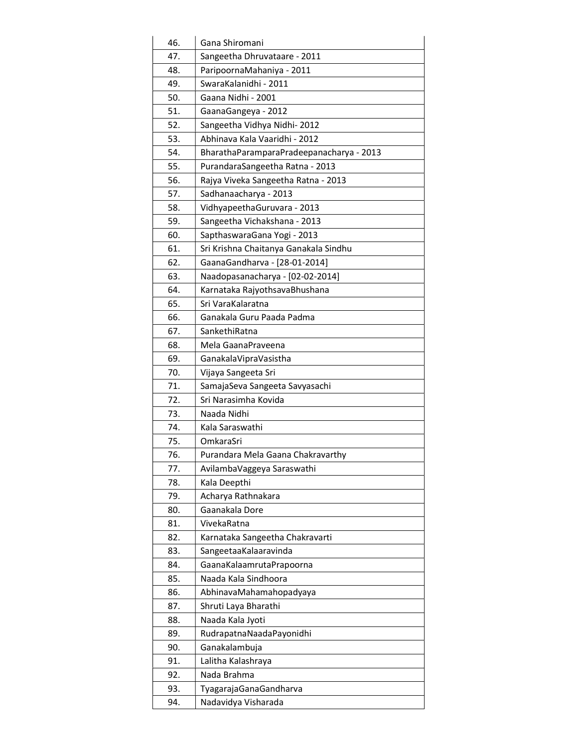| | |
|---|---|
| 46. | Gana Shiromani |
| 47. | Sangeetha Dhruvataare - 2011 |
| 48. | ParipoornaMahaniya - 2011 |
| 49. | SwaraKalanidhi - 2011 |
| 50. | Gaana Nidhi - 2001 |
| 51. | GaanaGangeya - 2012 |
| 52. | Sangeetha Vidhya Nidhi- 2012 |
| 53. | Abhinava Kala Vaaridhi - 2012 |
| 54. | BharathaParamparaPradeepanacharya - 2013 |
| 55. | PurandaraSangeetha Ratna - 2013 |
| 56. | Rajya Viveka Sangeetha Ratna - 2013 |
| 57. | Sadhanaacharya - 2013 |
| 58. | VidhyapeethaGuruvara - 2013 |
| 59. | Sangeetha Vichakshana - 2013 |
| 60. | SapthaswaraGana Yogi - 2013 |
| 61. | Sri Krishna Chaitanya Ganakala Sindhu |
| 62. | GaanaGandharva - [28-01-2014] |
| 63. | Naadopasanacharya - [02-02-2014] |
| 64. | Karnataka RajyothsavaBhushana |
| 65. | Sri VaraKalaratna |
| 66. | Ganakala Guru Paada Padma |
| 67. | SankethiRatna |
| 68. | Mela GaanaPraveena |
| 69. | GanakalaVipraVasistha |
| 70. | Vijaya Sangeeta Sri |
| 71. | SamajaSeva Sangeeta Savyasachi |
| 72. | Sri Narasimha Kovida |
| 73. | Naada Nidhi |
| 74. | Kala Saraswathi |
| 75. | OmkaraSri |
| 76. | Purandara Mela Gaana Chakravarthy |
| 77. | AvilambaVaggeya Saraswathi |
| 78. | Kala Deepthi |
| 79. | Acharya Rathnakara |
| 80. | Gaanakala Dore |
| 81. | VivekaRatna |
| 82. | Karnataka Sangeetha Chakravarti |
| 83. | SangeetaaKalaaravinda |
| 84. | GaanaKalaamrutaPrapoorna |
| 85. | Naada Kala Sindhoora |
| 86. | AbhinavaMahamahopadyaya |
| 87. | Shruti Laya Bharathi |
| 88. | Naada Kala Jyoti |
| 89. | RudrapatnaNaadaPayonidhi |
| 90. | Ganakalambuja |
| 91. | Lalitha Kalashraya |
| 92. | Nada Brahma |
| 93. | TyagarajaGanaGandharva |
| 94. | Nadavidya Visharada |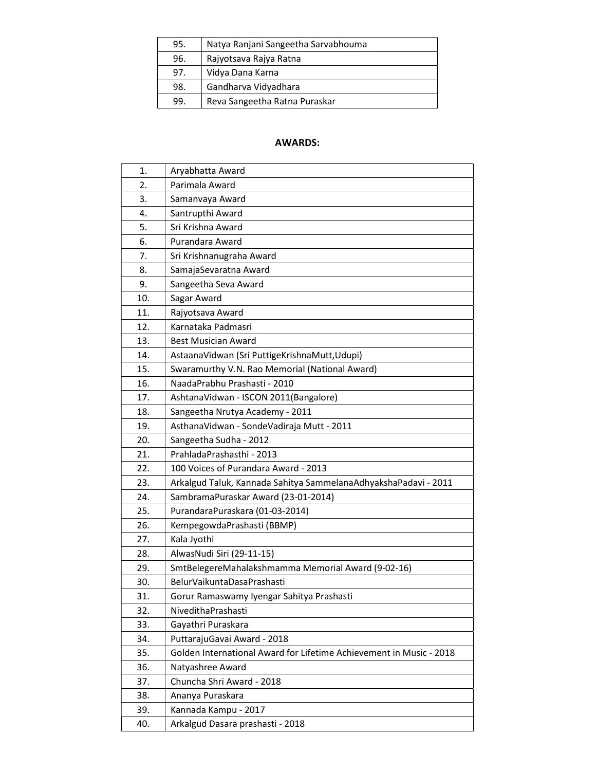| 95. | Natya Ranjani Sangeetha Sarvabhouma |
|---|---|
| 96. | Rajyotsava Rajya Ratna |
| 97. | Vidya Dana Karna |
| 98. | Gandharva Vidyadhara |
| 99. | Reva Sangeetha Ratna Puraskar |

**AWARDS:**

| 1. | Aryabhatta Award |
|---|---|
| 2. | Parimala Award |
| 3. | Samanvaya Award |
| 4. | Santrupthi Award |
| 5. | Sri Krishna Award |
| 6. | Purandara Award |
| 7. | Sri Krishnanugraha Award |
| 8. | SamajaSevaratna Award |
| 9. | Sangeetha Seva Award |
| 10. | Sagar Award |
| 11. | Rajyotsava Award |
| 12. | Karnataka Padmasri |
| 13. | Best Musician Award |
| 14. | AstaanaVidwan (Sri PuttigeKrishnaMutt,Udupi) |
| 15. | Swaramurthy V.N. Rao Memorial (National Award) |
| 16. | NaadaPrabhu Prashasti - 2010 |
| 17. | AshtanaVidwan - ISCON 2011(Bangalore) |
| 18. | Sangeetha Nrutya Academy - 2011 |
| 19. | AsthanaVidwan - SondeVadiraja Mutt - 2011 |
| 20. | Sangeetha Sudha - 2012 |
| 21. | PrahladaPrashasthi - 2013 |
| 22. | 100 Voices of Purandara Award - 2013 |
| 23. | Arkalgud Taluk, Kannada Sahitya SammelanaAdhyakshaPadavi - 2011 |
| 24. | SambramaPuraskar Award (23-01-2014) |
| 25. | PurandaraPuraskara (01-03-2014) |
| 26. | KempegowdaPrashasti (BBMP) |
| 27. | Kala Jyothi |
| 28. | AlwasNudi Siri (29-11-15) |
| 29. | SmtBelegereMahalakshmamma Memorial Award (9-02-16) |
| 30. | BelurVaikuntaDasaPrashasti |
| 31. | Gorur Ramaswamy Iyengar Sahitya Prashasti |
| 32. | NivedithaPrashasti |
| 33. | Gayathri Puraskara |
| 34. | PuttarajuGavai Award - 2018 |
| 35. | Golden International Award for Lifetime Achievement in Music - 2018 |
| 36. | Natyashree Award |
| 37. | Chuncha Shri Award - 2018 |
| 38. | Ananya Puraskara |
| 39. | Kannada Kampu - 2017 |
| 40. | Arkalgud Dasara prashasti - 2018 |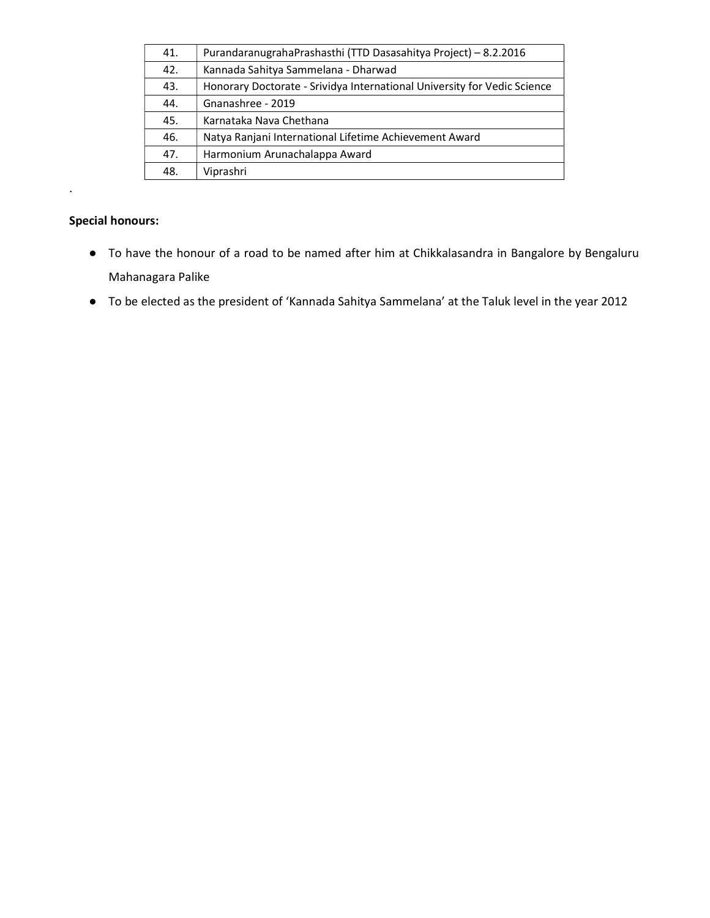| | |
|---|---|
| 41. | PurandaranugrahaPrashasthi (TTD Dasasahitya Project) – 8.2.2016 |
| 42. | Kannada Sahitya Sammelana - Dharwad |
| 43. | Honorary Doctorate - Srividya International University for Vedic Science |
| 44. | Gnanashree - 2019 |
| 45. | Karnataka Nava Chethana |
| 46. | Natya Ranjani International Lifetime Achievement Award |
| 47. | Harmonium Arunachalappa Award |
| 48. | Viprashri |

.

**Special honours:**

- To have the honour of a road to be named after him at Chikkalasandra in Bangalore by Bengaluru Mahanagara Palike
- To be elected as the president of 'Kannada Sahitya Sammelana' at the Taluk level in the year 2012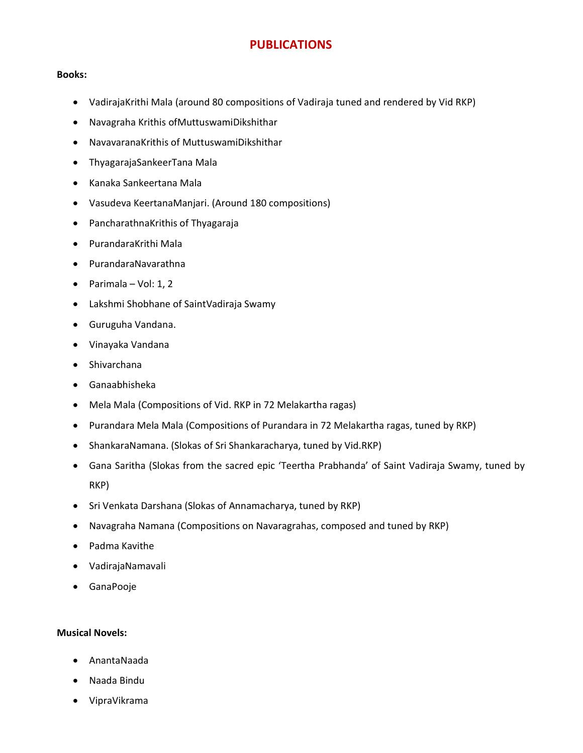# PUBLICATIONS

**Books:**

- VadirajaKrithi Mala (around 80 compositions of Vadiraja tuned and rendered by Vid RKP)
- Navagraha Krithis ofMuttuswamiDikshithar
- NavavaranaKrithis of MuttuswamiDikshithar
- ThyagarajaSankeerTana Mala
- Kanaka Sankeertana Mala
- Vasudeva KeertanaManjari. (Around 180 compositions)
- PancharathnaKrithis of Thyagaraja
- PurandaraKrithi Mala
- PurandaraNavarathna
- Parimala – Vol: 1, 2
- Lakshmi Shobhane of SaintVadiraja Swamy
- Guruguha Vandana.
- Vinayaka Vandana
- Shivarchana
- Ganaabhisheka
- Mela Mala (Compositions of Vid. RKP in 72 Melakartha ragas)
- Purandara Mela Mala (Compositions of Purandara in 72 Melakartha ragas, tuned by RKP)
- ShankaraNamana. (Slokas of Sri Shankaracharya, tuned by Vid.RKP)
- Gana Saritha (Slokas from the sacred epic 'Teertha Prabhanda' of Saint Vadiraja Swamy, tuned by RKP)
- Sri Venkata Darshana (Slokas of Annamacharya, tuned by RKP)
- Navagraha Namana (Compositions on Navaragrahas, composed and tuned by RKP)
- Padma Kavithe
- VadirajaNamavali
- GanaPooje

**Musical Novels:**

- AnantaNaada
- Naada Bindu
- VipraVikrama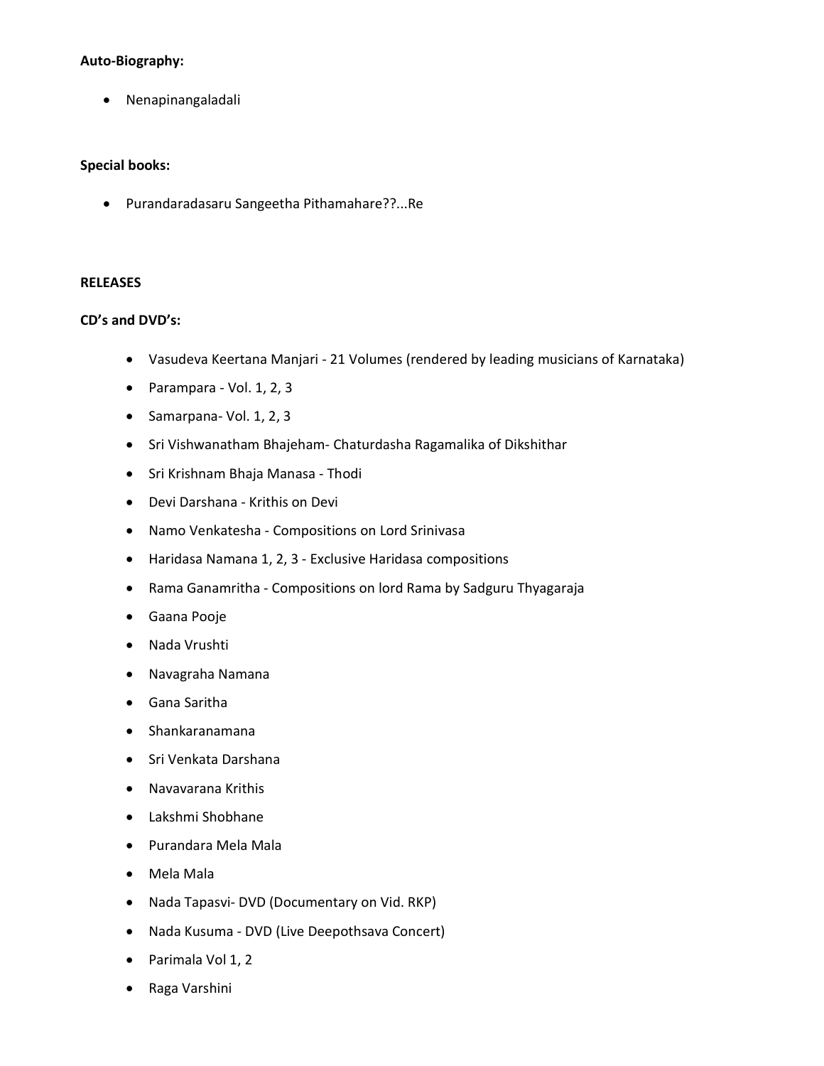**Auto-Biography:**

- Nenapinangaladali

**Special books:**

- Purandaradasaru Sangeetha Pithamahare??...Re

**RELEASES**

**CD's and DVD's:**

- Vasudeva Keertana Manjari - 21 Volumes (rendered by leading musicians of Karnataka)
- Parampara - Vol. 1, 2, 3
- Samarpana- Vol. 1, 2, 3
- Sri Vishwanatham Bhajeham- Chaturdasha Ragamalika of Dikshithar
- Sri Krishnam Bhaja Manasa - Thodi
- Devi Darshana - Krithis on Devi
- Namo Venkatesha - Compositions on Lord Srinivasa
- Haridasa Namana 1, 2, 3 - Exclusive Haridasa compositions
- Rama Ganamritha - Compositions on lord Rama by Sadguru Thyagaraja
- Gaana Pooje
- Nada Vrushti
- Navagraha Namana
- Gana Saritha
- Shankaranamana
- Sri Venkata Darshana
- Navavarana Krithis
- Lakshmi Shobhane
- Purandara Mela Mala
- Mela Mala
- Nada Tapasvi- DVD (Documentary on Vid. RKP)
- Nada Kusuma - DVD (Live Deepothsava Concert)
- Parimala Vol 1, 2
- Raga Varshini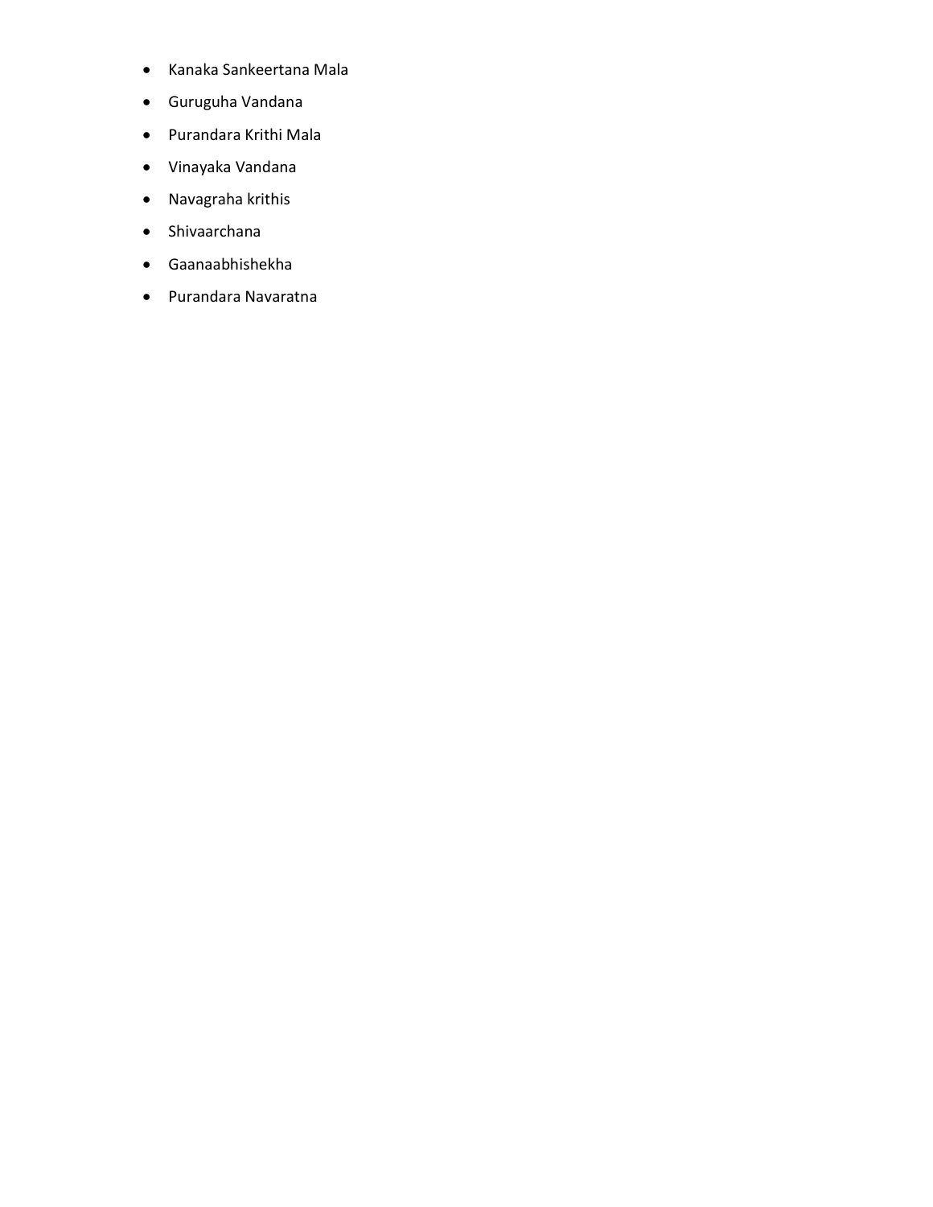- Kanaka Sankeertana Mala
- Guruguha Vandana
- Purandara Krithi Mala
- Vinayaka Vandana
- Navagraha krithis
- Shivaarchana
- Gaanaabhishekha
- Purandara Navaratna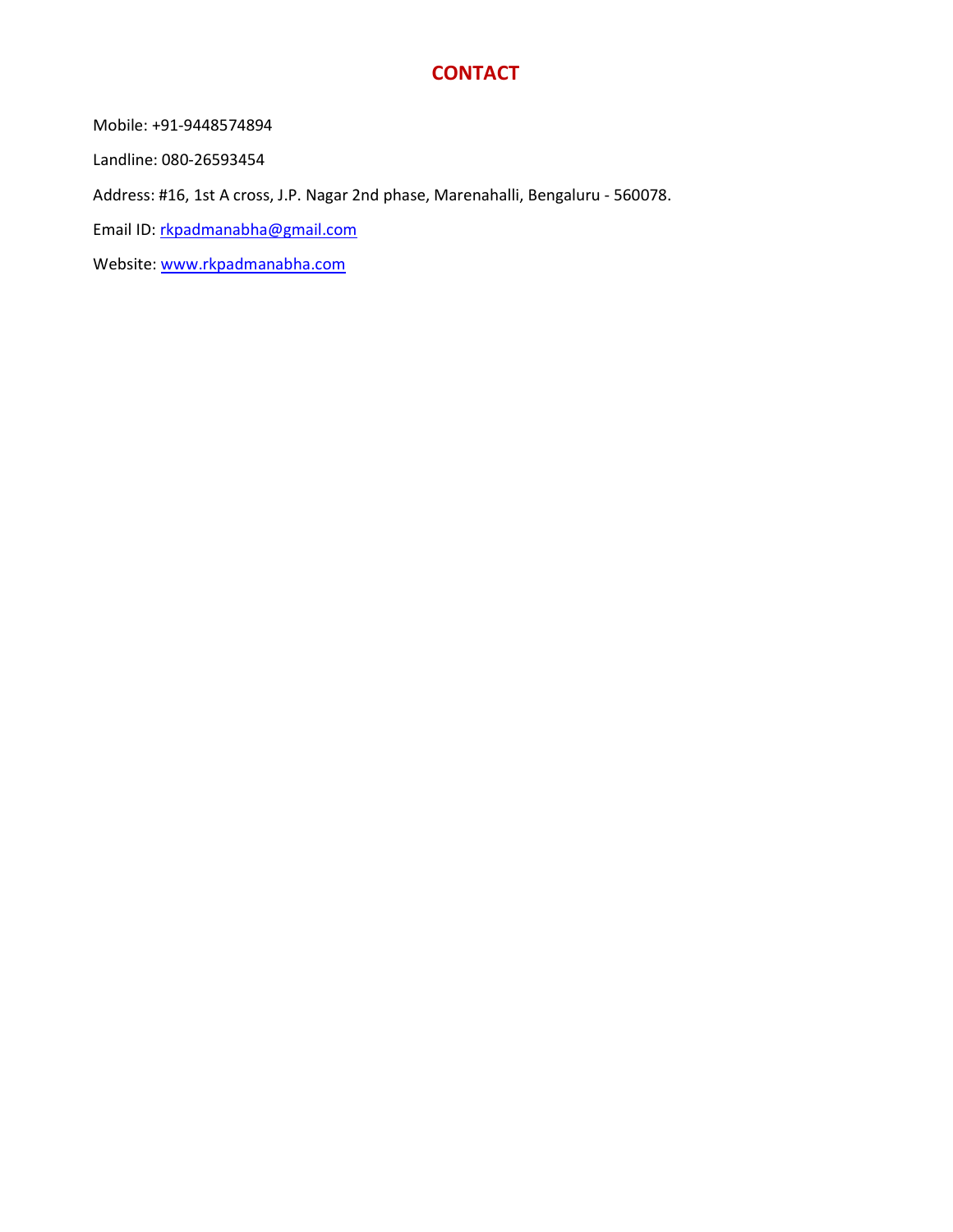# CONTACT

Mobile: +91-9448574894

Landline: 080-26593454

Address: #16, 1st A cross, J.P. Nagar 2nd phase, Marenahalli, Bengaluru - 560078.

Email ID: rkpadmanabha@gmail.com

Website: www.rkpadmanabha.com